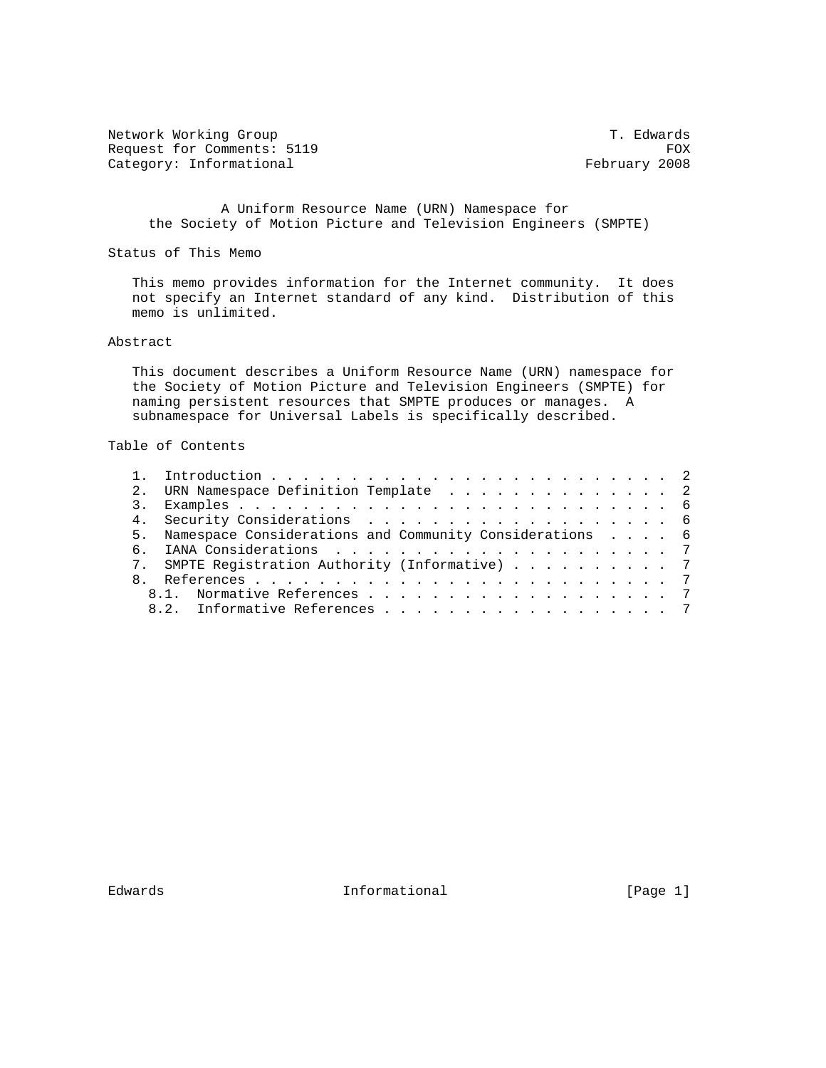Network Working Group T. Edwards
Request for Comments: 5119 FOX
Category: Informational February 2008

# A Uniform Resource Name (URN) Namespace for the Society of Motion Picture and Television Engineers (SMPTE)

## Status of This Memo

This memo provides information for the Internet community. It does not specify an Internet standard of any kind. Distribution of this memo is unlimited.

## Abstract

This document describes a Uniform Resource Name (URN) namespace for the Society of Motion Picture and Television Engineers (SMPTE) for naming persistent resources that SMPTE produces or manages. A subnamespace for Universal Labels is specifically described.

## Table of Contents

1. Introduction . . . . . . . . . . . . . . . . . . . . . . . . . 2
2. URN Namespace Definition Template . . . . . . . . . . . . . . . 2
3. Examples . . . . . . . . . . . . . . . . . . . . . . . . . . . 6
4. Security Considerations . . . . . . . . . . . . . . . . . . . 6
5. Namespace Considerations and Community Considerations . . . . 6
6. IANA Considerations . . . . . . . . . . . . . . . . . . . . . 7
7. SMPTE Registration Authority (Informative) . . . . . . . . . . 7
8. References . . . . . . . . . . . . . . . . . . . . . . . . . . 7
   - 8.1. Normative References . . . . . . . . . . . . . . . . . . . 7
   - 8.2. Informative References . . . . . . . . . . . . . . . . . . 7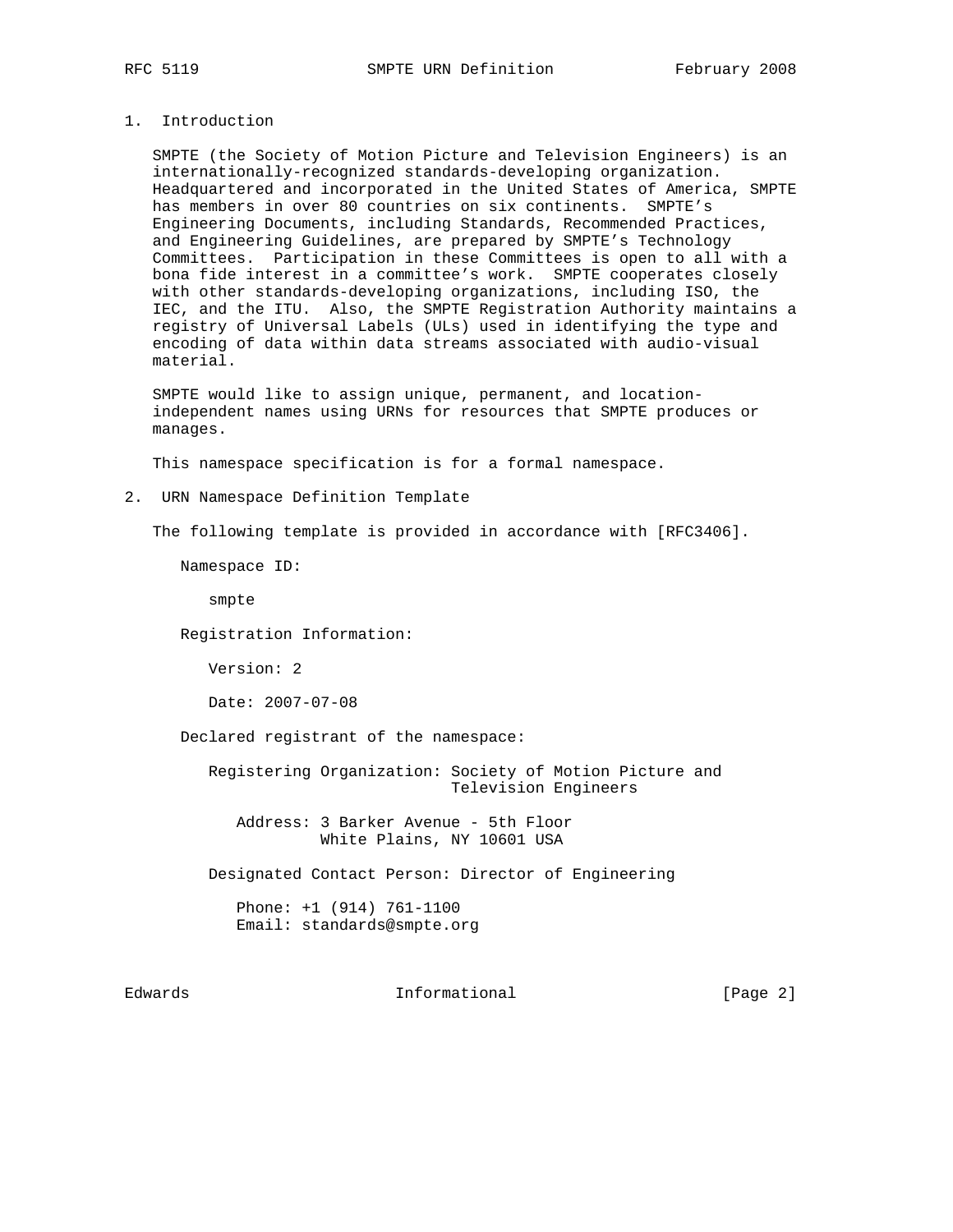## 1. Introduction

SMPTE (the Society of Motion Picture and Television Engineers) is an internationally-recognized standards-developing organization. Headquartered and incorporated in the United States of America, SMPTE has members in over 80 countries on six continents. SMPTE's Engineering Documents, including Standards, Recommended Practices, and Engineering Guidelines, are prepared by SMPTE's Technology Committees. Participation in these Committees is open to all with a bona fide interest in a committee's work. SMPTE cooperates closely with other standards-developing organizations, including ISO, the IEC, and the ITU. Also, the SMPTE Registration Authority maintains a registry of Universal Labels (ULs) used in identifying the type and encoding of data within data streams associated with audio-visual material.

SMPTE would like to assign unique, permanent, and location-independent names using URNs for resources that SMPTE produces or manages.

This namespace specification is for a formal namespace.

## 2. URN Namespace Definition Template

The following template is provided in accordance with [RFC3406].

```
   Namespace ID:

      smpte

   Registration Information:

      Version: 2

      Date: 2007-07-08

   Declared registrant of the namespace:

      Registering Organization: Society of Motion Picture and
                                Television Engineers

         Address: 3 Barker Avenue - 5th Floor
                  White Plains, NY 10601 USA

      Designated Contact Person: Director of Engineering

         Phone: +1 (914) 761-1100
         Email: standards@smpte.org
```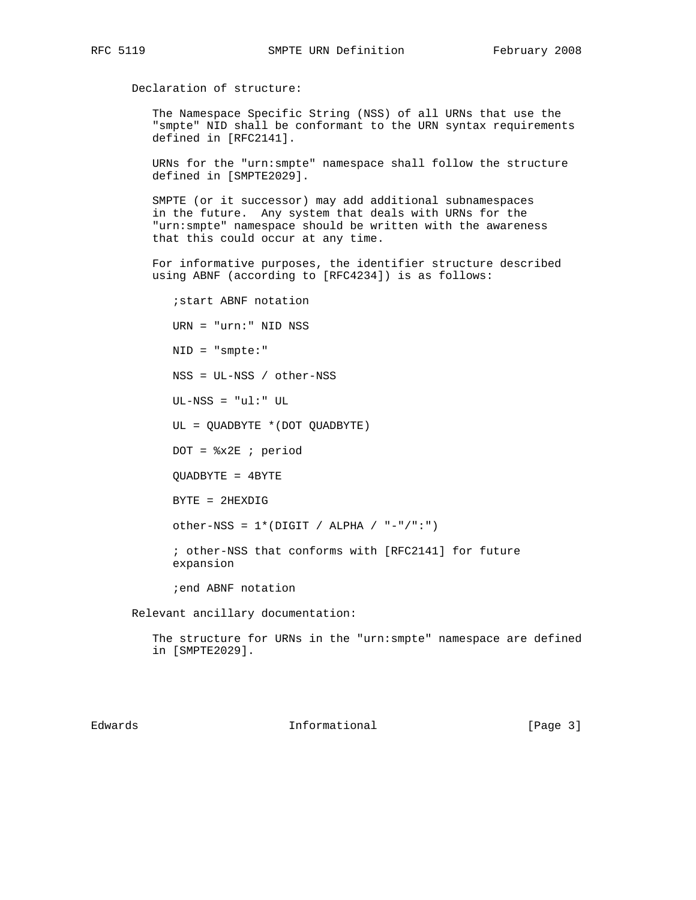Declaration of structure:

The Namespace Specific String (NSS) of all URNs that use the "smpte" NID shall be conformant to the URN syntax requirements defined in [RFC2141].

URNs for the "urn:smpte" namespace shall follow the structure defined in [SMPTE2029].

SMPTE (or it successor) may add additional subnamespaces in the future. Any system that deals with URNs for the "urn:smpte" namespace should be written with the awareness that this could occur at any time.

For informative purposes, the identifier structure described using ABNF (according to [RFC4234]) is as follows:

```
;start ABNF notation

URN = "urn:" NID NSS

NID = "smpte:"

NSS = UL-NSS / other-NSS

UL-NSS = "ul:" UL

UL = QUADBYTE *(DOT QUADBYTE)

DOT = %x2E ; period

QUADBYTE = 4BYTE

BYTE = 2HEXDIG

other-NSS = 1*(DIGIT / ALPHA / "-"/":")

; other-NSS that conforms with [RFC2141] for future
expansion

;end ABNF notation
```

Relevant ancillary documentation:

The structure for URNs in the "urn:smpte" namespace are defined in [SMPTE2029].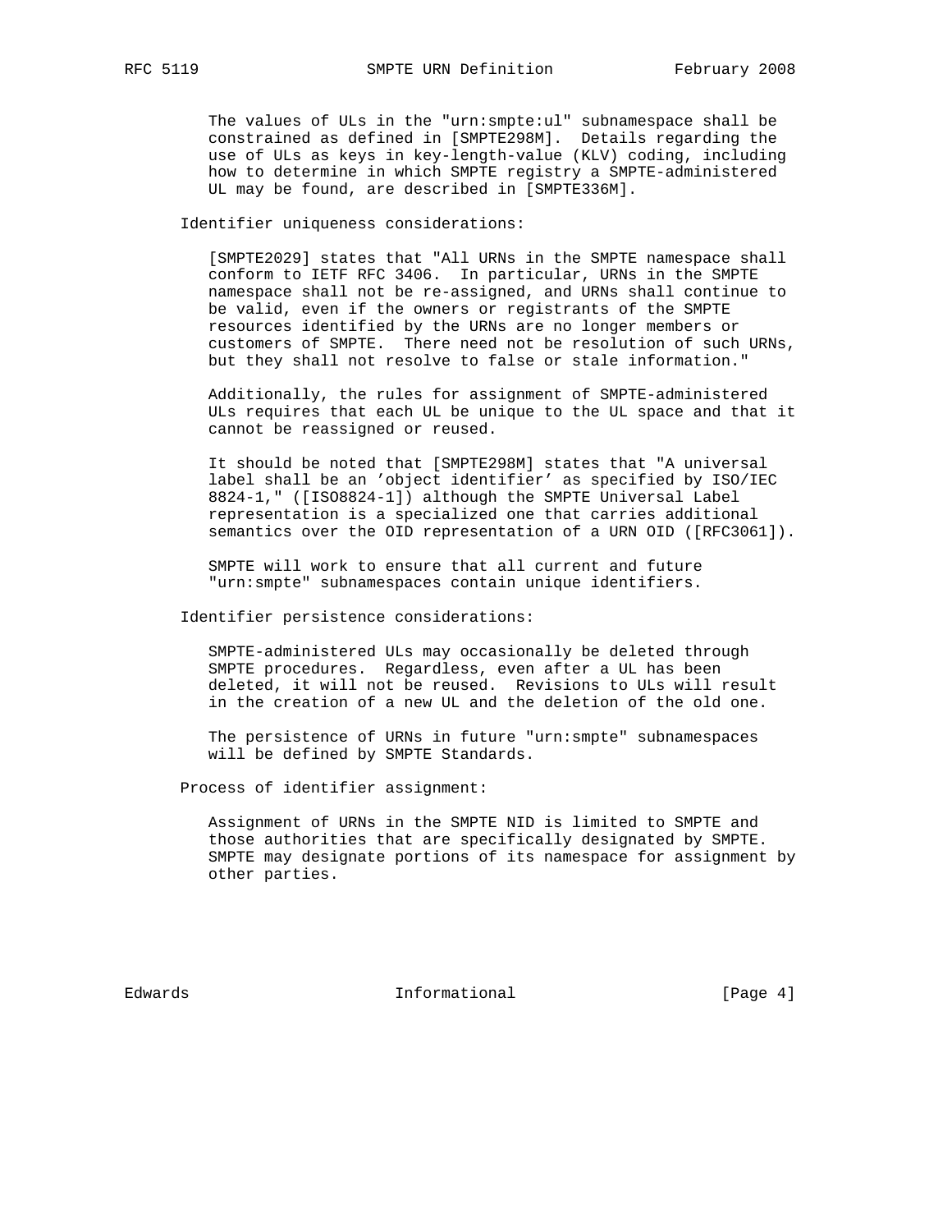The values of ULs in the "urn:smpte:ul" subnamespace shall be constrained as defined in [SMPTE298M]. Details regarding the use of ULs as keys in key-length-value (KLV) coding, including how to determine in which SMPTE registry a SMPTE-administered UL may be found, are described in [SMPTE336M].

Identifier uniqueness considerations:

[SMPTE2029] states that "All URNs in the SMPTE namespace shall conform to IETF RFC 3406. In particular, URNs in the SMPTE namespace shall not be re-assigned, and URNs shall continue to be valid, even if the owners or registrants of the SMPTE resources identified by the URNs are no longer members or customers of SMPTE. There need not be resolution of such URNs, but they shall not resolve to false or stale information."

Additionally, the rules for assignment of SMPTE-administered ULs requires that each UL be unique to the UL space and that it cannot be reassigned or reused.

It should be noted that [SMPTE298M] states that "A universal label shall be an 'object identifier' as specified by ISO/IEC 8824-1," ([ISO8824-1]) although the SMPTE Universal Label representation is a specialized one that carries additional semantics over the OID representation of a URN OID ([RFC3061]).

SMPTE will work to ensure that all current and future "urn:smpte" subnamespaces contain unique identifiers.

Identifier persistence considerations:

SMPTE-administered ULs may occasionally be deleted through SMPTE procedures. Regardless, even after a UL has been deleted, it will not be reused. Revisions to ULs will result in the creation of a new UL and the deletion of the old one.

The persistence of URNs in future "urn:smpte" subnamespaces will be defined by SMPTE Standards.

Process of identifier assignment:

Assignment of URNs in the SMPTE NID is limited to SMPTE and those authorities that are specifically designated by SMPTE. SMPTE may designate portions of its namespace for assignment by other parties.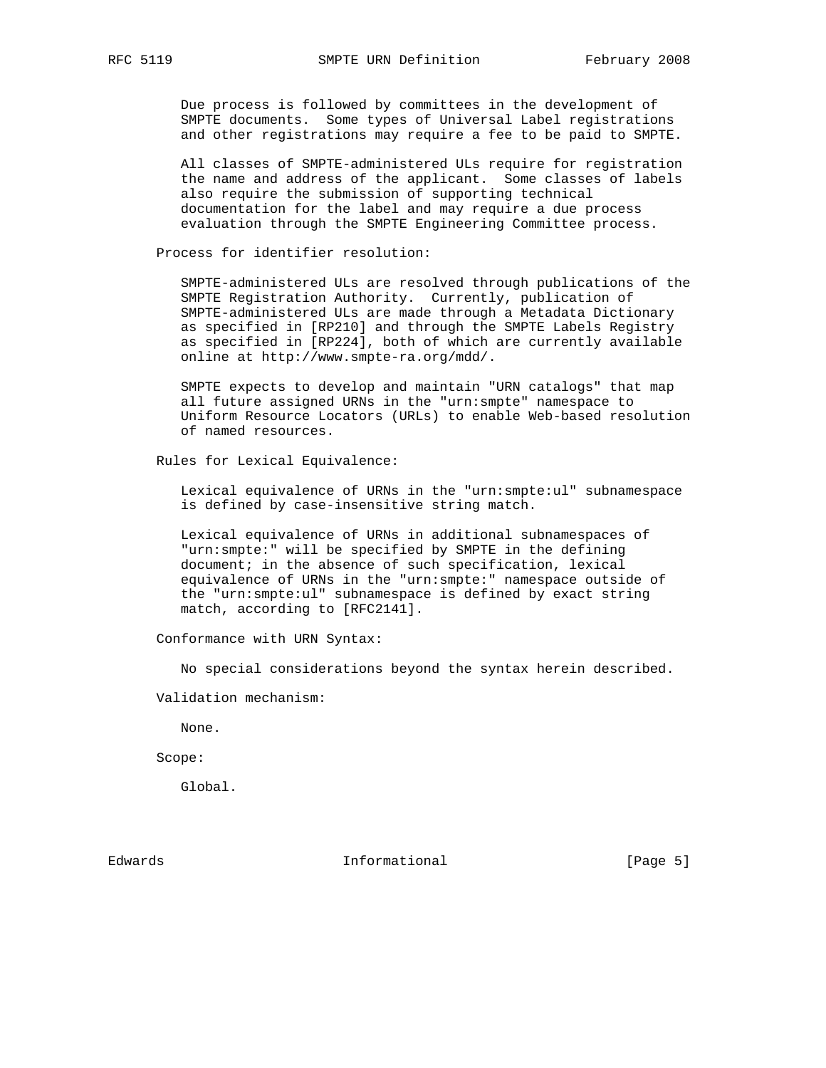Due process is followed by committees in the development of SMPTE documents. Some types of Universal Label registrations and other registrations may require a fee to be paid to SMPTE.

All classes of SMPTE-administered ULs require for registration the name and address of the applicant. Some classes of labels also require the submission of supporting technical documentation for the label and may require a due process evaluation through the SMPTE Engineering Committee process.

Process for identifier resolution:

SMPTE-administered ULs are resolved through publications of the SMPTE Registration Authority. Currently, publication of SMPTE-administered ULs are made through a Metadata Dictionary as specified in [RP210] and through the SMPTE Labels Registry as specified in [RP224], both of which are currently available online at http://www.smpte-ra.org/mdd/.

SMPTE expects to develop and maintain "URN catalogs" that map all future assigned URNs in the "urn:smpte" namespace to Uniform Resource Locators (URLs) to enable Web-based resolution of named resources.

Rules for Lexical Equivalence:

Lexical equivalence of URNs in the "urn:smpte:ul" subnamespace is defined by case-insensitive string match.

Lexical equivalence of URNs in additional subnamespaces of "urn:smpte:" will be specified by SMPTE in the defining document; in the absence of such specification, lexical equivalence of URNs in the "urn:smpte:" namespace outside of the "urn:smpte:ul" subnamespace is defined by exact string match, according to [RFC2141].

Conformance with URN Syntax:

No special considerations beyond the syntax herein described.

Validation mechanism:

None.

Scope:

Global.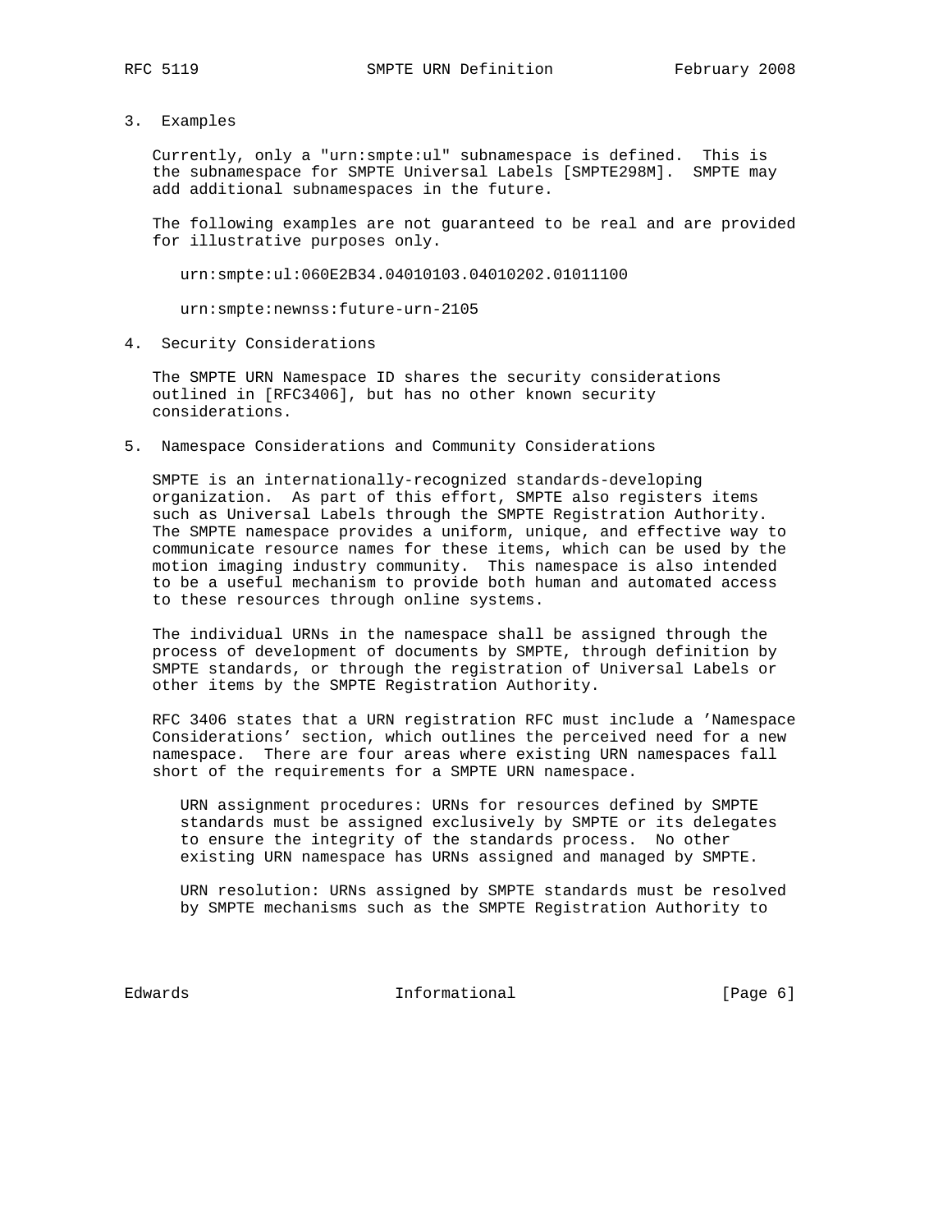## 3. Examples

Currently, only a "urn:smpte:ul" subnamespace is defined. This is the subnamespace for SMPTE Universal Labels [SMPTE298M]. SMPTE may add additional subnamespaces in the future.

The following examples are not guaranteed to be real and are provided for illustrative purposes only.

```
urn:smpte:ul:060E2B34.04010103.04010202.01011100

urn:smpte:newnss:future-urn-2105
```

## 4. Security Considerations

The SMPTE URN Namespace ID shares the security considerations outlined in [RFC3406], but has no other known security considerations.

## 5. Namespace Considerations and Community Considerations

SMPTE is an internationally-recognized standards-developing organization. As part of this effort, SMPTE also registers items such as Universal Labels through the SMPTE Registration Authority. The SMPTE namespace provides a uniform, unique, and effective way to communicate resource names for these items, which can be used by the motion imaging industry community. This namespace is also intended to be a useful mechanism to provide both human and automated access to these resources through online systems.

The individual URNs in the namespace shall be assigned through the process of development of documents by SMPTE, through definition by SMPTE standards, or through the registration of Universal Labels or other items by the SMPTE Registration Authority.

RFC 3406 states that a URN registration RFC must include a 'Namespace Considerations' section, which outlines the perceived need for a new namespace. There are four areas where existing URN namespaces fall short of the requirements for a SMPTE URN namespace.

URN assignment procedures: URNs for resources defined by SMPTE standards must be assigned exclusively by SMPTE or its delegates to ensure the integrity of the standards process. No other existing URN namespace has URNs assigned and managed by SMPTE.

URN resolution: URNs assigned by SMPTE standards must be resolved by SMPTE mechanisms such as the SMPTE Registration Authority to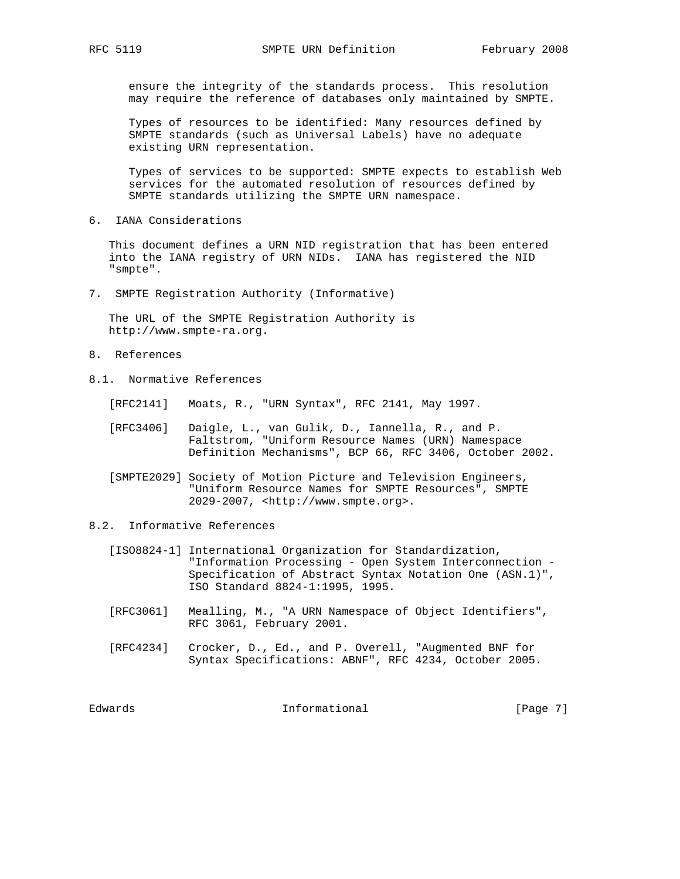ensure the integrity of the standards process. This resolution may require the reference of databases only maintained by SMPTE.

Types of resources to be identified: Many resources defined by SMPTE standards (such as Universal Labels) have no adequate existing URN representation.

Types of services to be supported: SMPTE expects to establish Web services for the automated resolution of resources defined by SMPTE standards utilizing the SMPTE URN namespace.

## 6. IANA Considerations

This document defines a URN NID registration that has been entered into the IANA registry of URN NIDs. IANA has registered the NID "smpte".

## 7. SMPTE Registration Authority (Informative)

The URL of the SMPTE Registration Authority is http://www.smpte-ra.org.

## 8. References

### 8.1. Normative References

[RFC2141] Moats, R., "URN Syntax", RFC 2141, May 1997.

[RFC3406] Daigle, L., van Gulik, D., Iannella, R., and P. Faltstrom, "Uniform Resource Names (URN) Namespace Definition Mechanisms", BCP 66, RFC 3406, October 2002.

[SMPTE2029] Society of Motion Picture and Television Engineers, "Uniform Resource Names for SMPTE Resources", SMPTE 2029-2007, <http://www.smpte.org>.

### 8.2. Informative References

[ISO8824-1] International Organization for Standardization, "Information Processing - Open System Interconnection - Specification of Abstract Syntax Notation One (ASN.1)", ISO Standard 8824-1:1995, 1995.

[RFC3061] Mealling, M., "A URN Namespace of Object Identifiers", RFC 3061, February 2001.

[RFC4234] Crocker, D., Ed., and P. Overell, "Augmented BNF for Syntax Specifications: ABNF", RFC 4234, October 2005.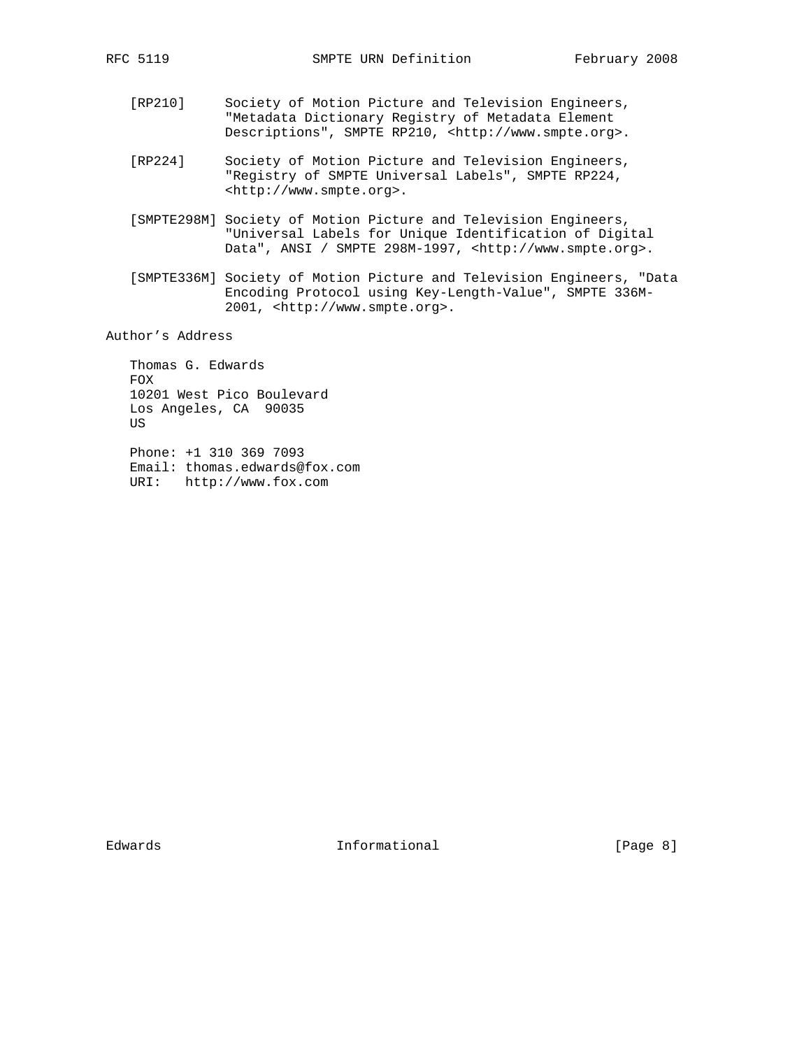[RP210] Society of Motion Picture and Television Engineers, "Metadata Dictionary Registry of Metadata Element Descriptions", SMPTE RP210, <http://www.smpte.org>.

[RP224] Society of Motion Picture and Television Engineers, "Registry of SMPTE Universal Labels", SMPTE RP224, <http://www.smpte.org>.

[SMPTE298M] Society of Motion Picture and Television Engineers, "Universal Labels for Unique Identification of Digital Data", ANSI / SMPTE 298M-1997, <http://www.smpte.org>.

[SMPTE336M] Society of Motion Picture and Television Engineers, "Data Encoding Protocol using Key-Length-Value", SMPTE 336M-2001, <http://www.smpte.org>.

## Author's Address

Thomas G. Edwards
FOX
10201 West Pico Boulevard
Los Angeles, CA 90035
US

Phone: +1 310 369 7093
Email: thomas.edwards@fox.com
URI: http://www.fox.com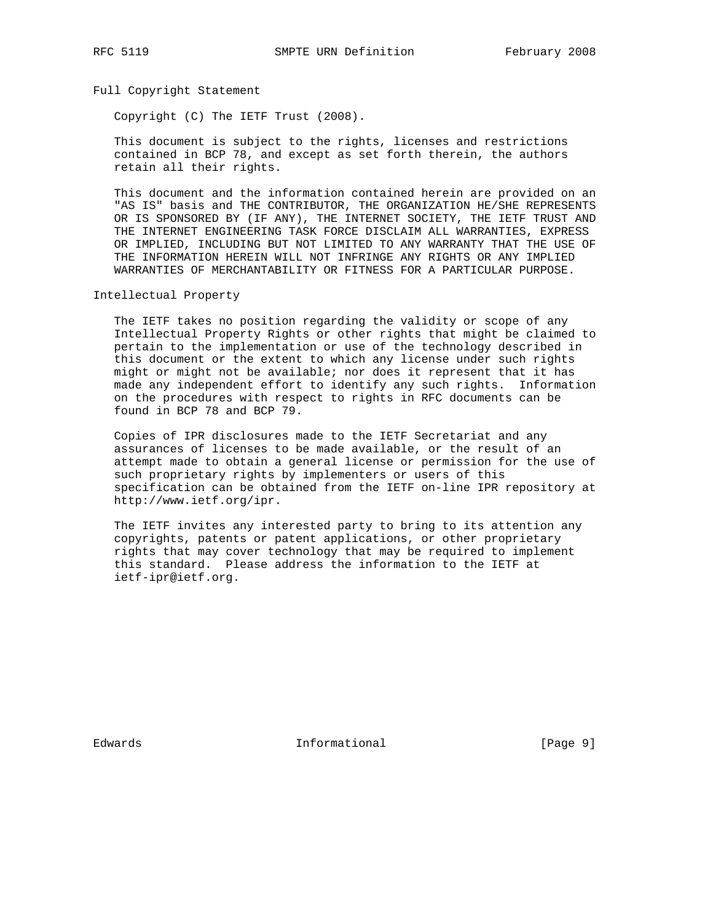## Full Copyright Statement

Copyright (C) The IETF Trust (2008).

This document is subject to the rights, licenses and restrictions contained in BCP 78, and except as set forth therein, the authors retain all their rights.

This document and the information contained herein are provided on an "AS IS" basis and THE CONTRIBUTOR, THE ORGANIZATION HE/SHE REPRESENTS OR IS SPONSORED BY (IF ANY), THE INTERNET SOCIETY, THE IETF TRUST AND THE INTERNET ENGINEERING TASK FORCE DISCLAIM ALL WARRANTIES, EXPRESS OR IMPLIED, INCLUDING BUT NOT LIMITED TO ANY WARRANTY THAT THE USE OF THE INFORMATION HEREIN WILL NOT INFRINGE ANY RIGHTS OR ANY IMPLIED WARRANTIES OF MERCHANTABILITY OR FITNESS FOR A PARTICULAR PURPOSE.

## Intellectual Property

The IETF takes no position regarding the validity or scope of any Intellectual Property Rights or other rights that might be claimed to pertain to the implementation or use of the technology described in this document or the extent to which any license under such rights might or might not be available; nor does it represent that it has made any independent effort to identify any such rights. Information on the procedures with respect to rights in RFC documents can be found in BCP 78 and BCP 79.

Copies of IPR disclosures made to the IETF Secretariat and any assurances of licenses to be made available, or the result of an attempt made to obtain a general license or permission for the use of such proprietary rights by implementers or users of this specification can be obtained from the IETF on-line IPR repository at http://www.ietf.org/ipr.

The IETF invites any interested party to bring to its attention any copyrights, patents or patent applications, or other proprietary rights that may cover technology that may be required to implement this standard. Please address the information to the IETF at ietf-ipr@ietf.org.